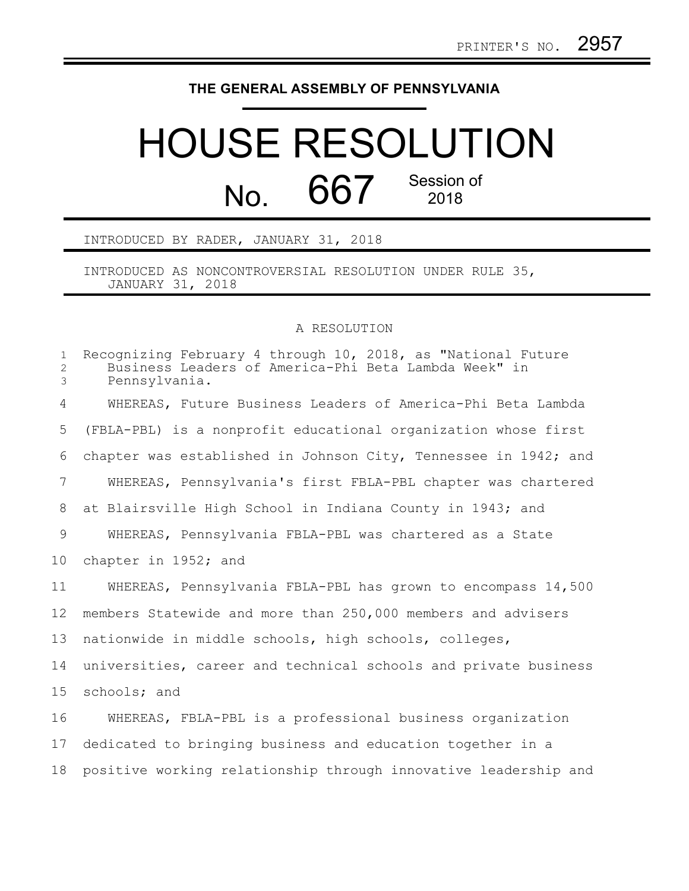PRINTER'S NO. 2957

THE GENERAL ASSEMBLY OF PENNSYLVANIA

# HOUSE RESOLUTION

## No. 667 Session of 2018

INTRODUCED BY RADER, JANUARY 31, 2018

INTRODUCED AS NONCONTROVERSIAL RESOLUTION UNDER RULE 35, JANUARY 31, 2018

A RESOLUTION

Recognizing February 4 through 10, 2018, as "National Future Business Leaders of America-Phi Beta Lambda Week" in Pennsylvania.

WHEREAS, Future Business Leaders of America-Phi Beta Lambda (FBLA-PBL) is a nonprofit educational organization whose first chapter was established in Johnson City, Tennessee in 1942; and

WHEREAS, Pennsylvania's first FBLA-PBL chapter was chartered at Blairsville High School in Indiana County in 1943; and

WHEREAS, Pennsylvania FBLA-PBL was chartered as a State chapter in 1952; and

WHEREAS, Pennsylvania FBLA-PBL has grown to encompass 14,500 members Statewide and more than 250,000 members and advisers nationwide in middle schools, high schools, colleges, universities, career and technical schools and private business schools; and

WHEREAS, FBLA-PBL is a professional business organization dedicated to bringing business and education together in a positive working relationship through innovative leadership and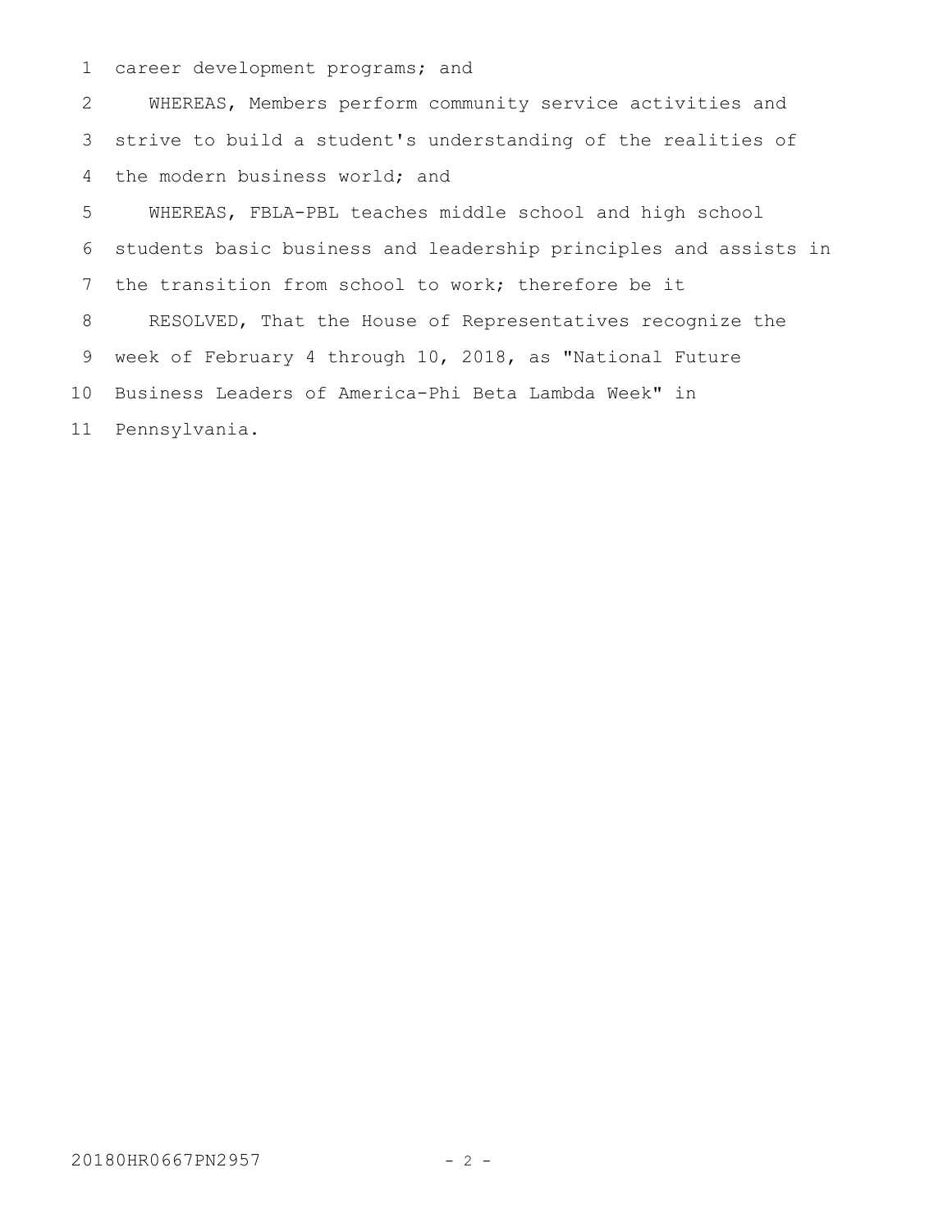career development programs; and

WHEREAS, Members perform community service activities and strive to build a student's understanding of the realities of the modern business world; and

WHEREAS, FBLA-PBL teaches middle school and high school students basic business and leadership principles and assists in the transition from school to work; therefore be it

RESOLVED, That the House of Representatives recognize the week of February 4 through 10, 2018, as "National Future Business Leaders of America-Phi Beta Lambda Week" in Pennsylvania.